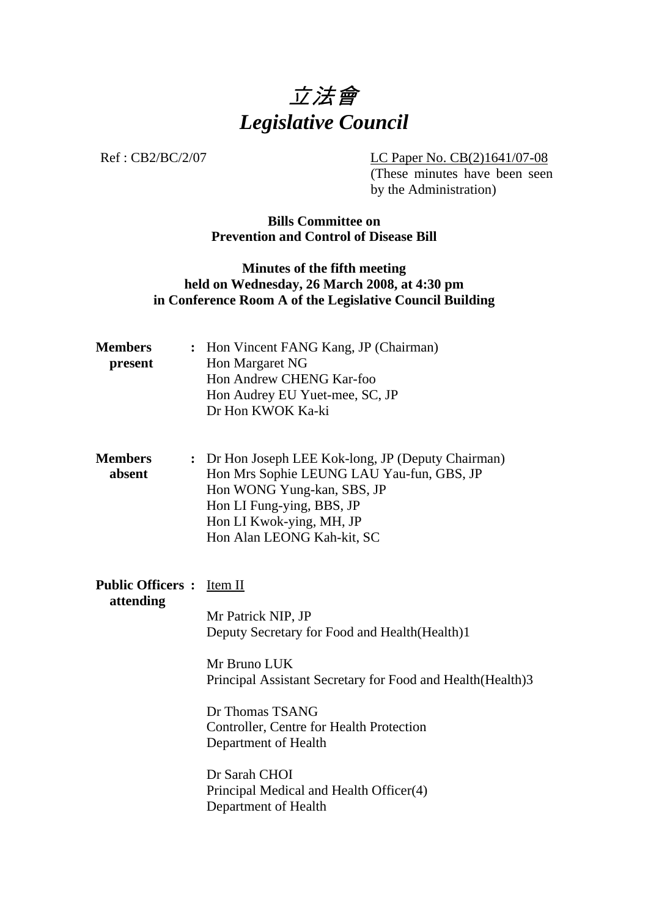# *立法會*
# *Legislative Council*

Ref : CB2/BC/2/07

LC Paper No. CB(2)1641/07-08
(These minutes have been seen by the Administration)

**Bills Committee on**
**Prevention and Control of Disease Bill**

**Minutes of the fifth meeting**
**held on Wednesday, 26 March 2008, at 4:30 pm**
**in Conference Room A of the Legislative Council Building**

**Members present** :
Hon Vincent FANG Kang, JP (Chairman)
Hon Margaret NG
Hon Andrew CHENG Kar-foo
Hon Audrey EU Yuet-mee, SC, JP
Dr Hon KWOK Ka-ki

**Members absent** :
Dr Hon Joseph LEE Kok-long, JP (Deputy Chairman)
Hon Mrs Sophie LEUNG LAU Yau-fun, GBS, JP
Hon WONG Yung-kan, SBS, JP
Hon LI Fung-ying, BBS, JP
Hon LI Kwok-ying, MH, JP
Hon Alan LEONG Kah-kit, SC

**Public Officers attending** :
Item II

Mr Patrick NIP, JP
Deputy Secretary for Food and Health(Health)1

Mr Bruno LUK
Principal Assistant Secretary for Food and Health(Health)3

Dr Thomas TSANG
Controller, Centre for Health Protection
Department of Health

Dr Sarah CHOI
Principal Medical and Health Officer(4)
Department of Health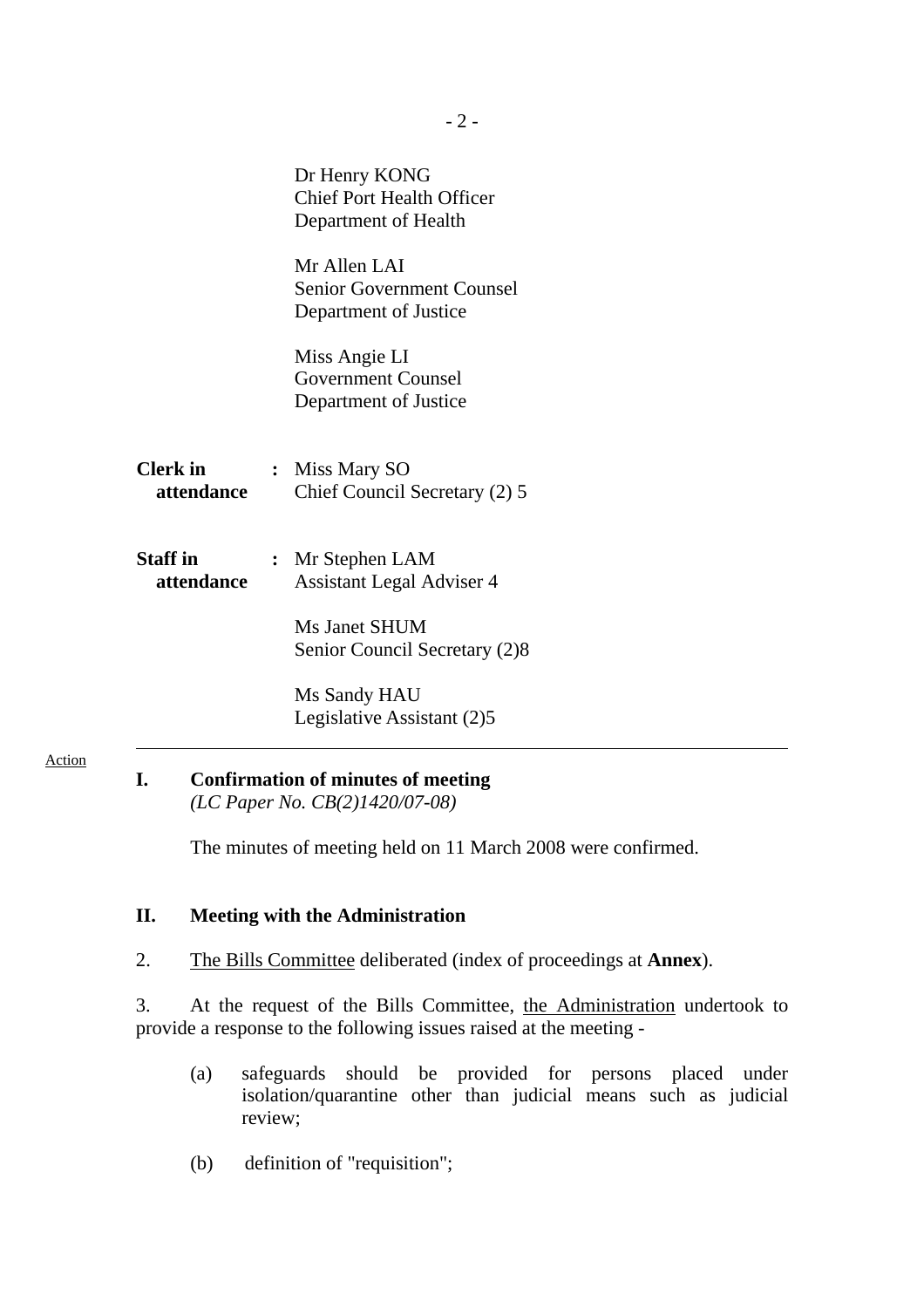Dr Henry KONG
Chief Port Health Officer
Department of Health

Mr Allen LAI
Senior Government Counsel
Department of Justice

Miss Angie LI
Government Counsel
Department of Justice

**Clerk in attendance** : Miss Mary SO
Chief Council Secretary (2) 5

**Staff in attendance** : Mr Stephen LAM
Assistant Legal Adviser 4

Ms Janet SHUM
Senior Council Secretary (2)8

Ms Sandy HAU
Legislative Assistant (2)5

---

Action

**I. Confirmation of minutes of meeting**
*(LC Paper No. CB(2)1420/07-08)*

The minutes of meeting held on 11 March 2008 were confirmed.

**II. Meeting with the Administration**

2. The Bills Committee deliberated (index of proceedings at **Annex**).

3. At the request of the Bills Committee, the Administration undertook to provide a response to the following issues raised at the meeting -

(a) safeguards should be provided for persons placed under isolation/quarantine other than judicial means such as judicial review;

(b) definition of "requisition";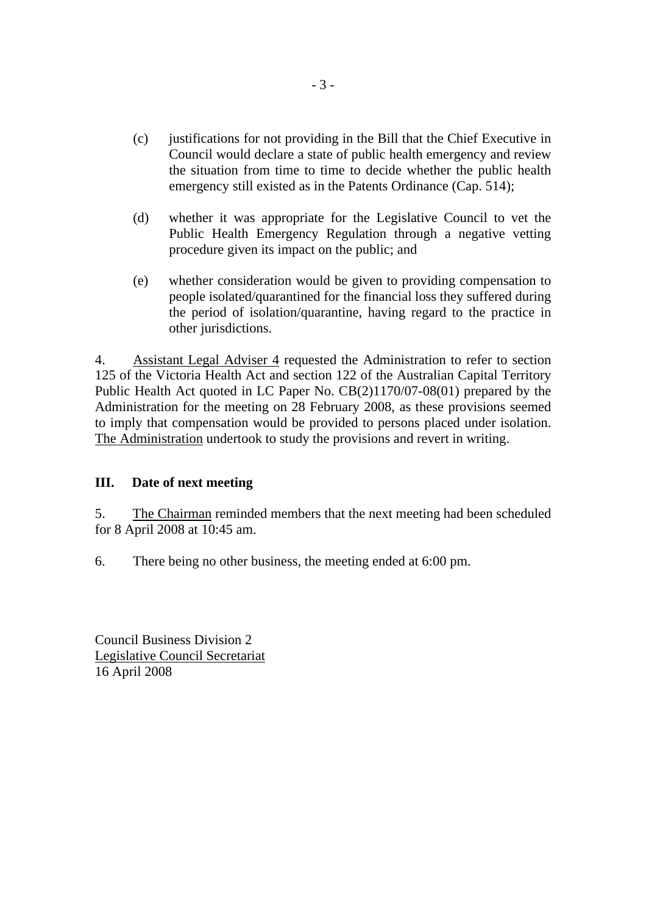(c) justifications for not providing in the Bill that the Chief Executive in Council would declare a state of public health emergency and review the situation from time to time to decide whether the public health emergency still existed as in the Patents Ordinance (Cap. 514);

(d) whether it was appropriate for the Legislative Council to vet the Public Health Emergency Regulation through a negative vetting procedure given its impact on the public; and

(e) whether consideration would be given to providing compensation to people isolated/quarantined for the financial loss they suffered during the period of isolation/quarantine, having regard to the practice in other jurisdictions.

4. Assistant Legal Adviser 4 requested the Administration to refer to section 125 of the Victoria Health Act and section 122 of the Australian Capital Territory Public Health Act quoted in LC Paper No. CB(2)1170/07-08(01) prepared by the Administration for the meeting on 28 February 2008, as these provisions seemed to imply that compensation would be provided to persons placed under isolation. The Administration undertook to study the provisions and revert in writing.

## III. Date of next meeting

5. The Chairman reminded members that the next meeting had been scheduled for 8 April 2008 at 10:45 am.

6. There being no other business, the meeting ended at 6:00 pm.

Council Business Division 2
Legislative Council Secretariat
16 April 2008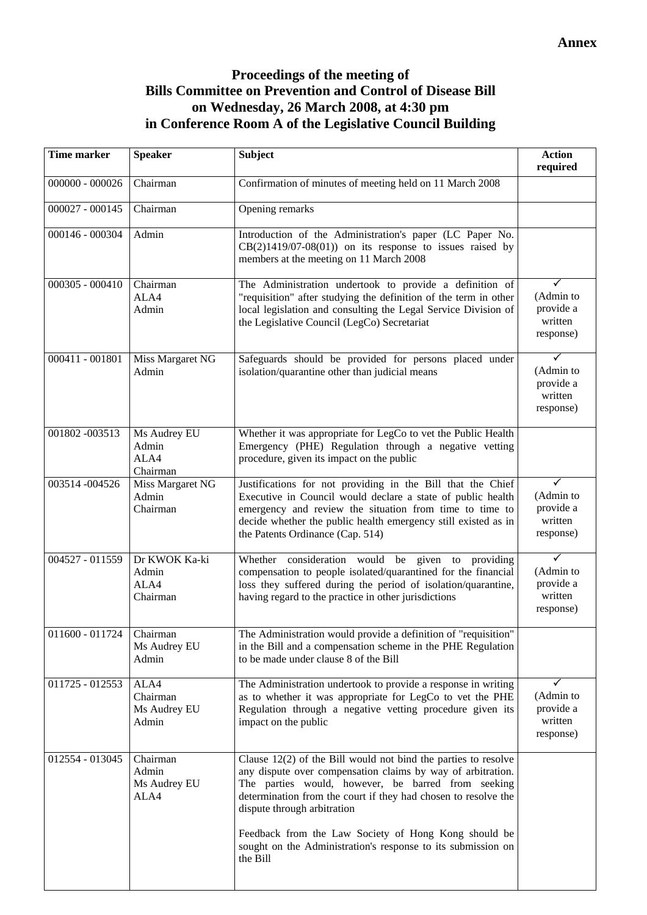**Annex**

# Proceedings of the meeting of Bills Committee on Prevention and Control of Disease Bill on Wednesday, 26 March 2008, at 4:30 pm in Conference Room A of the Legislative Council Building

| Time marker | Speaker | Subject | Action required |
|---|---|---|---|
| 000000 - 000026 | Chairman | Confirmation of minutes of meeting held on 11 March 2008 | |
| 000027 - 000145 | Chairman | Opening remarks | |
| 000146 - 000304 | Admin | Introduction of the Administration's paper (LC Paper No. CB(2)1419/07-08(01)) on its response to issues raised by members at the meeting on 11 March 2008 | |
| 000305 - 000410 | Chairman<br>ALA4<br>Admin | The Administration undertook to provide a definition of "requisition" after studying the definition of the term in other local legislation and consulting the Legal Service Division of the Legislative Council (LegCo) Secretariat | ✓<br>(Admin to provide a written response) |
| 000411 - 001801 | Miss Margaret NG<br>Admin | Safeguards should be provided for persons placed under isolation/quarantine other than judicial means | ✓<br>(Admin to provide a written response) |
| 001802 -003513 | Ms Audrey EU<br>Admin<br>ALA4<br>Chairman | Whether it was appropriate for LegCo to vet the Public Health Emergency (PHE) Regulation through a negative vetting procedure, given its impact on the public | |
| 003514 -004526 | Miss Margaret NG<br>Admin<br>Chairman | Justifications for not providing in the Bill that the Chief Executive in Council would declare a state of public health emergency and review the situation from time to time to decide whether the public health emergency still existed as in the Patents Ordinance (Cap. 514) | ✓<br>(Admin to provide a written response) |
| 004527 - 011559 | Dr KWOK Ka-ki<br>Admin<br>ALA4<br>Chairman | Whether consideration would be given to providing compensation to people isolated/quarantined for the financial loss they suffered during the period of isolation/quarantine, having regard to the practice in other jurisdictions | ✓<br>(Admin to provide a written response) |
| 011600 - 011724 | Chairman<br>Ms Audrey EU<br>Admin | The Administration would provide a definition of "requisition" in the Bill and a compensation scheme in the PHE Regulation to be made under clause 8 of the Bill | |
| 011725 - 012553 | ALA4<br>Chairman<br>Ms Audrey EU<br>Admin | The Administration undertook to provide a response in writing as to whether it was appropriate for LegCo to vet the PHE Regulation through a negative vetting procedure given its impact on the public | ✓<br>(Admin to provide a written response) |
| 012554 - 013045 | Chairman<br>Admin<br>Ms Audrey EU<br>ALA4 | Clause 12(2) of the Bill would not bind the parties to resolve any dispute over compensation claims by way of arbitration. The parties would, however, be barred from seeking determination from the court if they had chosen to resolve the dispute through arbitration<br><br>Feedback from the Law Society of Hong Kong should be sought on the Administration's response to its submission on the Bill | |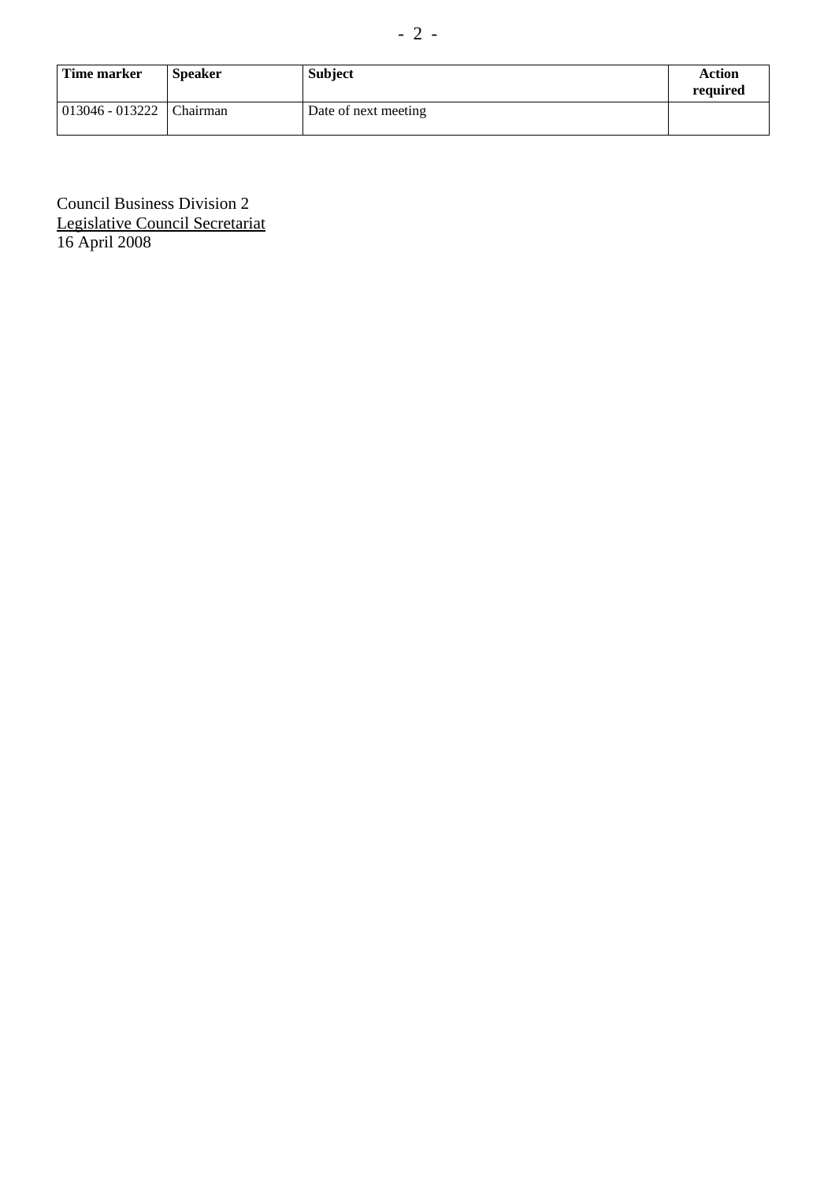| Time marker | Speaker | Subject | Action required |
| --- | --- | --- | --- |
| 013046 - 013222 | Chairman | Date of next meeting | |

Council Business Division 2
Legislative Council Secretariat
16 April 2008